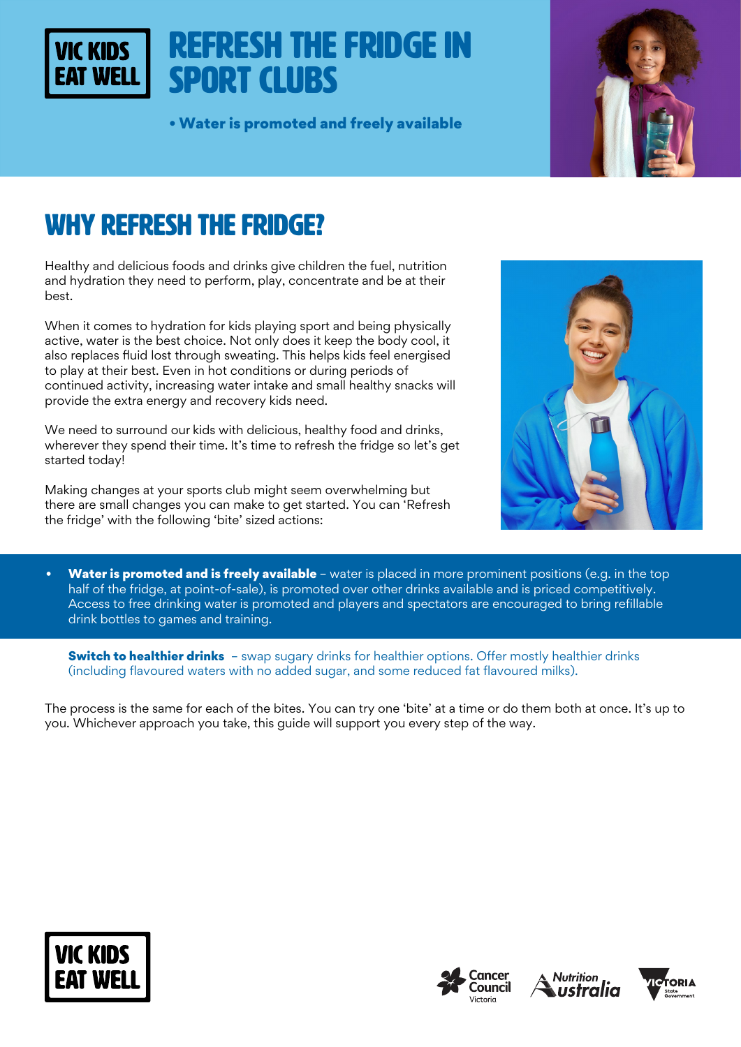VIC KIDS EAT WELL

# REFRESH THE FRIDGE IN SPORT CLUBS

- **Water is promoted and freely available**

## WHY REFRESH THE FRIDGE?

Healthy and delicious foods and drinks give children the fuel, nutrition and hydration they need to perform, play, concentrate and be at their best.

When it comes to hydration for kids playing sport and being physically active, water is the best choice. Not only does it keep the body cool, it also replaces fluid lost through sweating. This helps kids feel energised to play at their best. Even in hot conditions or during periods of continued activity, increasing water intake and small healthy snacks will provide the extra energy and recovery kids need.

We need to surround our kids with delicious, healthy food and drinks, wherever they spend their time. It's time to refresh the fridge so let's get started today!

Making changes at your sports club might seem overwhelming but there are small changes you can make to get started. You can 'Refresh the fridge' with the following 'bite' sized actions:

- **Water is promoted and is freely available** – water is placed in more prominent positions (e.g. in the top half of the fridge, at point-of-sale), is promoted over other drinks available and is priced competitively. Access to free drinking water is promoted and players and spectators are encouraged to bring refillable drink bottles to games and training.

**Switch to healthier drinks** – swap sugary drinks for healthier options. Offer mostly healthier drinks (including flavoured waters with no added sugar, and some reduced fat flavoured milks).

The process is the same for each of the bites. You can try one 'bite' at a time or do them both at once. It's up to you. Whichever approach you take, this guide will support you every step of the way.

VIC KIDS EAT WELL

Cancer Council Victoria | Nutrition Australia | Victoria State Government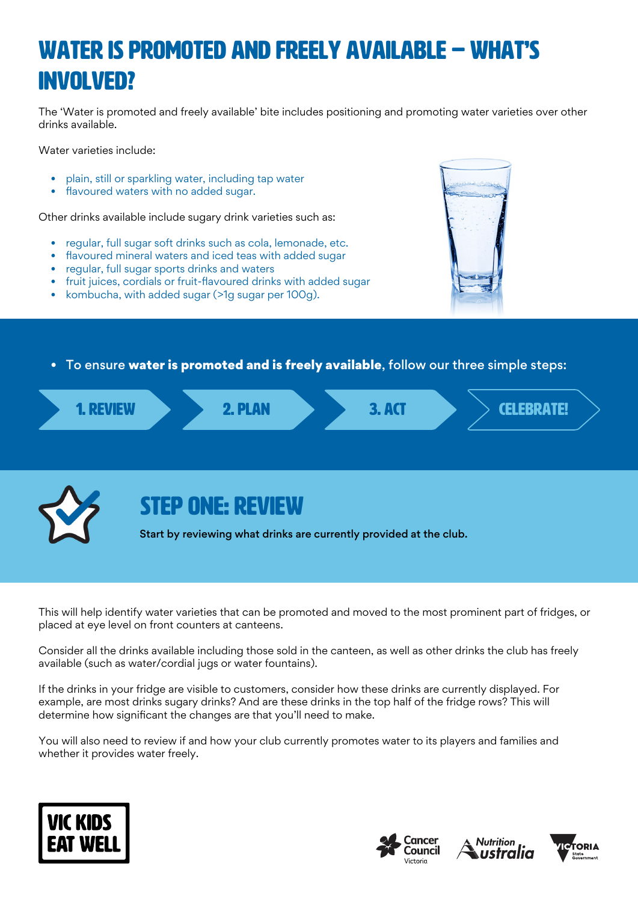# WATER IS PROMOTED AND FREELY AVAILABLE – WHAT'S INVOLVED?

The 'Water is promoted and freely available' bite includes positioning and promoting water varieties over other drinks available.

Water varieties include:

- plain, still or sparkling water, including tap water
- flavoured waters with no added sugar.

Other drinks available include sugary drink varieties such as:

- regular, full sugar soft drinks such as cola, lemonade, etc.
- flavoured mineral waters and iced teas with added sugar
- regular, full sugar sports drinks and waters
- fruit juices, cordials or fruit-flavoured drinks with added sugar
- kombucha, with added sugar (>1g sugar per 100g).

- To ensure **water is promoted and is freely available**, follow our three simple steps:

1. REVIEW → 2. PLAN → 3. ACT → CELEBRATE!

## STEP ONE: REVIEW

**Start by reviewing what drinks are currently provided at the club.**

This will help identify water varieties that can be promoted and moved to the most prominent part of fridges, or placed at eye level on front counters at canteens.

Consider all the drinks available including those sold in the canteen, as well as other drinks the club has freely available (such as water/cordial jugs or water fountains).

If the drinks in your fridge are visible to customers, consider how these drinks are currently displayed. For example, are most drinks sugary drinks? And are these drinks in the top half of the fridge rows? This will determine how significant the changes are that you'll need to make.

You will also need to review if and how your club currently promotes water to its players and families and whether it provides water freely.

VIC KIDS EAT WELL

Cancer Council Victoria | Nutrition Australia | Victoria State Government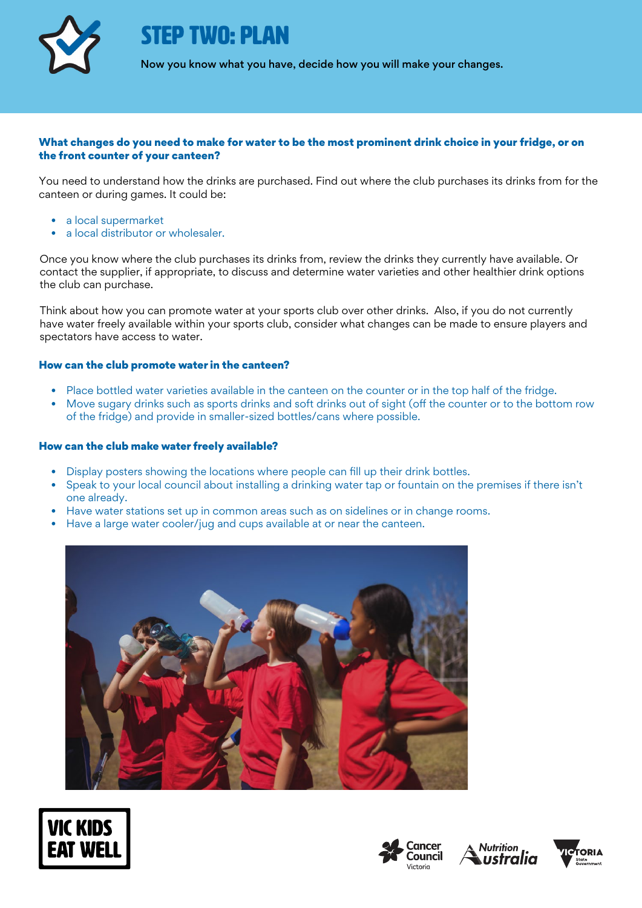# STEP TWO: PLAN

Now you know what you have, decide how you will make your changes.

### What changes do you need to make for water to be the most prominent drink choice in your fridge, or on the front counter of your canteen?

You need to understand how the drinks are purchased. Find out where the club purchases its drinks from for the canteen or during games. It could be:

- a local supermarket
- a local distributor or wholesaler.

Once you know where the club purchases its drinks from, review the drinks they currently have available. Or contact the supplier, if appropriate, to discuss and determine water varieties and other healthier drink options the club can purchase.

Think about how you can promote water at your sports club over other drinks. Also, if you do not currently have water freely available within your sports club, consider what changes can be made to ensure players and spectators have access to water.

### How can the club promote water in the canteen?

- Place bottled water varieties available in the canteen on the counter or in the top half of the fridge.
- Move sugary drinks such as sports drinks and soft drinks out of sight (off the counter or to the bottom row of the fridge) and provide in smaller-sized bottles/cans where possible.

### How can the club make water freely available?

- Display posters showing the locations where people can fill up their drink bottles.
- Speak to your local council about installing a drinking water tap or fountain on the premises if there isn't one already.
- Have water stations set up in common areas such as on sidelines or in change rooms.
- Have a large water cooler/jug and cups available at or near the canteen.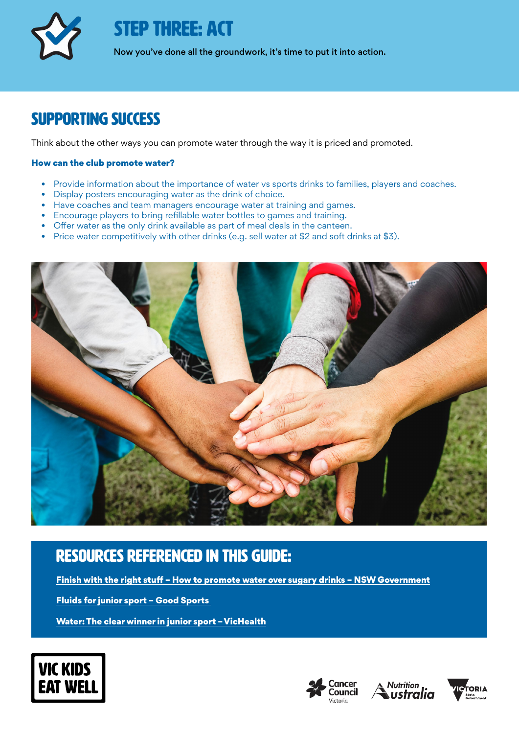# STEP THREE: ACT

Now you've done all the groundwork, it's time to put it into action.

## SUPPORTING SUCCESS

Think about the other ways you can promote water through the way it is priced and promoted.

### How can the club promote water?

- Provide information about the importance of water vs sports drinks to families, players and coaches.
- Display posters encouraging water as the drink of choice.
- Have coaches and team managers encourage water at training and games.
- Encourage players to bring refillable water bottles to games and training.
- Offer water as the only drink available as part of meal deals in the canteen.
- Price water competitively with other drinks (e.g. sell water at $2 and soft drinks at $3).

## RESOURCES REFERENCED IN THIS GUIDE:

**Finish with the right stuff – How to promote water over sugary drinks – NSW Government**

**Fluids for junior sport – Good Sports**

**Water: The clear winner in junior sport – VicHealth**

VIC KIDS EAT WELL

Cancer Council Victoria | Nutrition Australia | Victoria State Government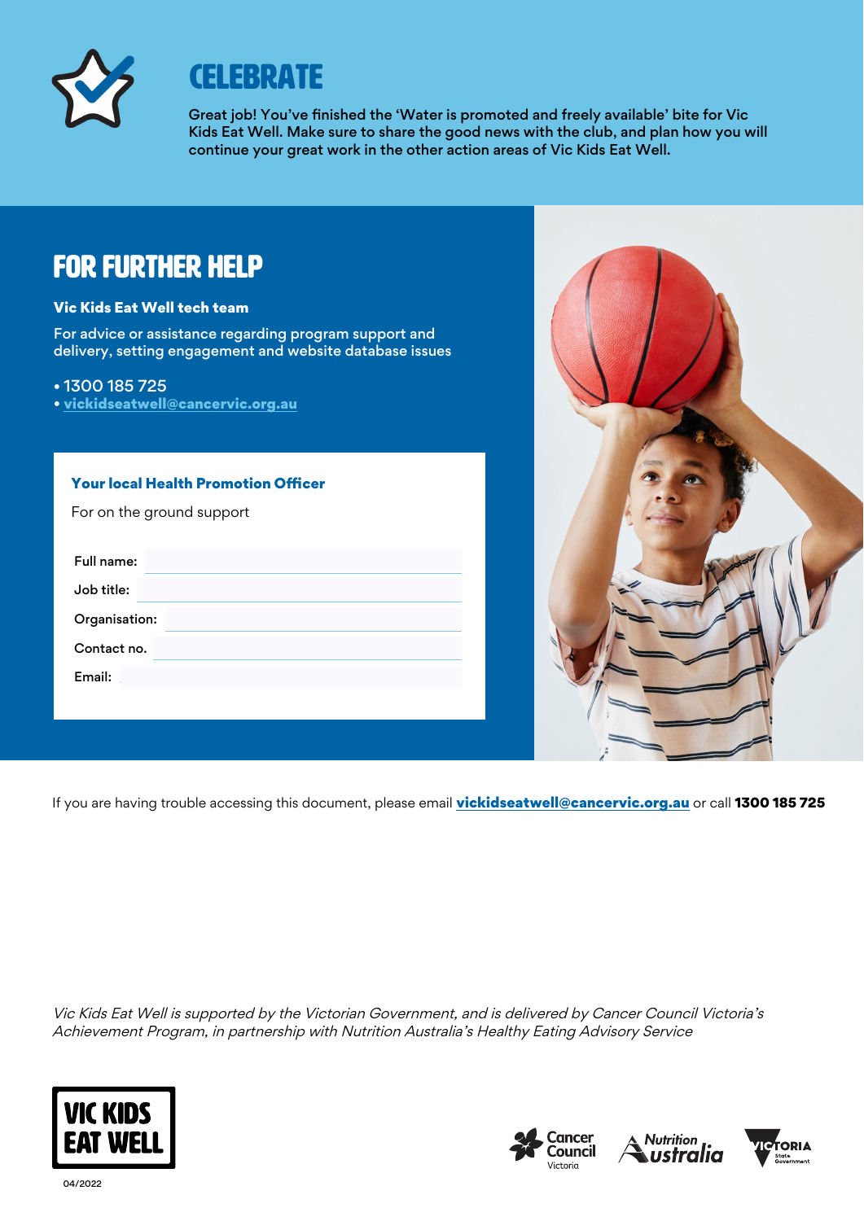# CELEBRATE

Great job! You've finished the 'Water is promoted and freely available' bite for Vic Kids Eat Well. Make sure to share the good news with the club, and plan how you will continue your great work in the other action areas of Vic Kids Eat Well.

# FOR FURTHER HELP

**Vic Kids Eat Well tech team**

For advice or assistance regarding program support and delivery, setting engagement and website database issues

- 1300 185 725
- **vickidseatwell@cancervic.org.au**

**Your local Health Promotion Officer**

For on the ground support

Full name:

Job title:

Organisation:

Contact no.

Email:

If you are having trouble accessing this document, please email **vickidseatwell@cancervic.org.au** or call **1300 185 725**

*Vic Kids Eat Well is supported by the Victorian Government, and is delivered by Cancer Council Victoria's Achievement Program, in partnership with Nutrition Australia's Healthy Eating Advisory Service*

VIC KIDS EAT WELL

Cancer Council Victoria

Nutrition Australia

VICTORIA State Government

04/2022